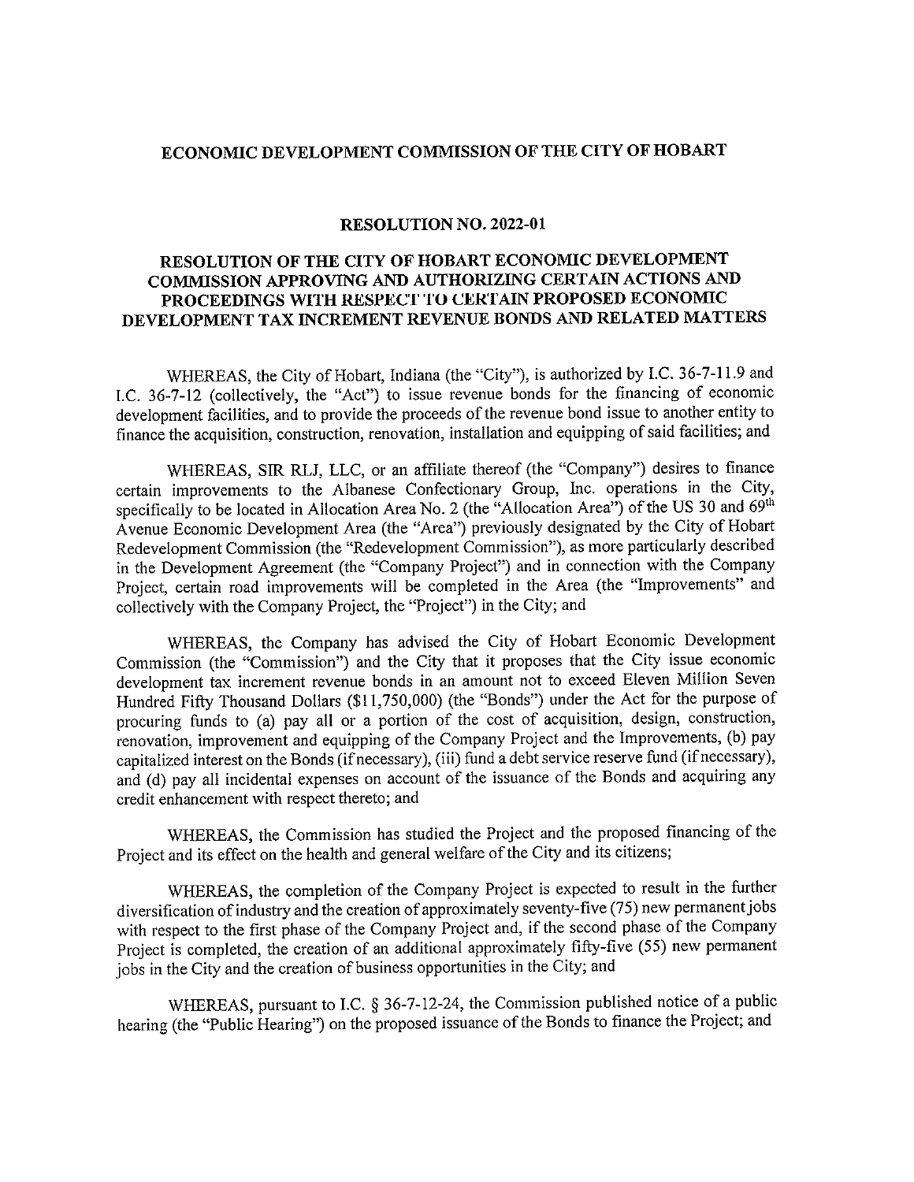# ECONOMIC DEVELOPMENT COMMISSION OF THE CITY OF HOBART

## RESOLUTION NO. 2022-01

### RESOLUTION OF THE CITY OF HOBART ECONOMIC DEVELOPMENT COMMISSION APPROVING AND AUTHORIZING CERTAIN ACTIONS AND PROCEEDINGS WITH RESPECT TO CERTAIN PROPOSED ECONOMIC DEVELOPMENT TAX INCREMENT REVENUE BONDS AND RELATED MATTERS

WHEREAS, the City of Hobart, Indiana (the "City"), is authorized by I.C. 36-7-11.9 and I.C. 36-7-12 (collectively, the "Act") to issue revenue bonds for the financing of economic development facilities, and to provide the proceeds of the revenue bond issue to another entity to finance the acquisition, construction, renovation, installation and equipping of said facilities; and

WHEREAS, SIR RLJ, LLC, or an affiliate thereof (the "Company") desires to finance certain improvements to the Albanese Confectionary Group, Inc. operations in the City, specifically to be located in Allocation Area No. 2 (the "Allocation Area") of the US 30 and 69th Avenue Economic Development Area (the "Area") previously designated by the City of Hobart Redevelopment Commission (the "Redevelopment Commission"), as more particularly described in the Development Agreement (the "Company Project") and in connection with the Company Project, certain road improvements will be completed in the Area (the "Improvements" and collectively with the Company Project, the "Project") in the City; and

WHEREAS, the Company has advised the City of Hobart Economic Development Commission (the "Commission") and the City that it proposes that the City issue economic development tax increment revenue bonds in an amount not to exceed Eleven Million Seven Hundred Fifty Thousand Dollars ($11,750,000) (the "Bonds") under the Act for the purpose of procuring funds to (a) pay all or a portion of the cost of acquisition, design, construction, renovation, improvement and equipping of the Company Project and the Improvements, (b) pay capitalized interest on the Bonds (if necessary), (iii) fund a debt service reserve fund (if necessary), and (d) pay all incidental expenses on account of the issuance of the Bonds and acquiring any credit enhancement with respect thereto; and

WHEREAS, the Commission has studied the Project and the proposed financing of the Project and its effect on the health and general welfare of the City and its citizens;

WHEREAS, the completion of the Company Project is expected to result in the further diversification of industry and the creation of approximately seventy-five (75) new permanent jobs with respect to the first phase of the Company Project and, if the second phase of the Company Project is completed, the creation of an additional approximately fifty-five (55) new permanent jobs in the City and the creation of business opportunities in the City; and

WHEREAS, pursuant to I.C. § 36-7-12-24, the Commission published notice of a public hearing (the "Public Hearing") on the proposed issuance of the Bonds to finance the Project; and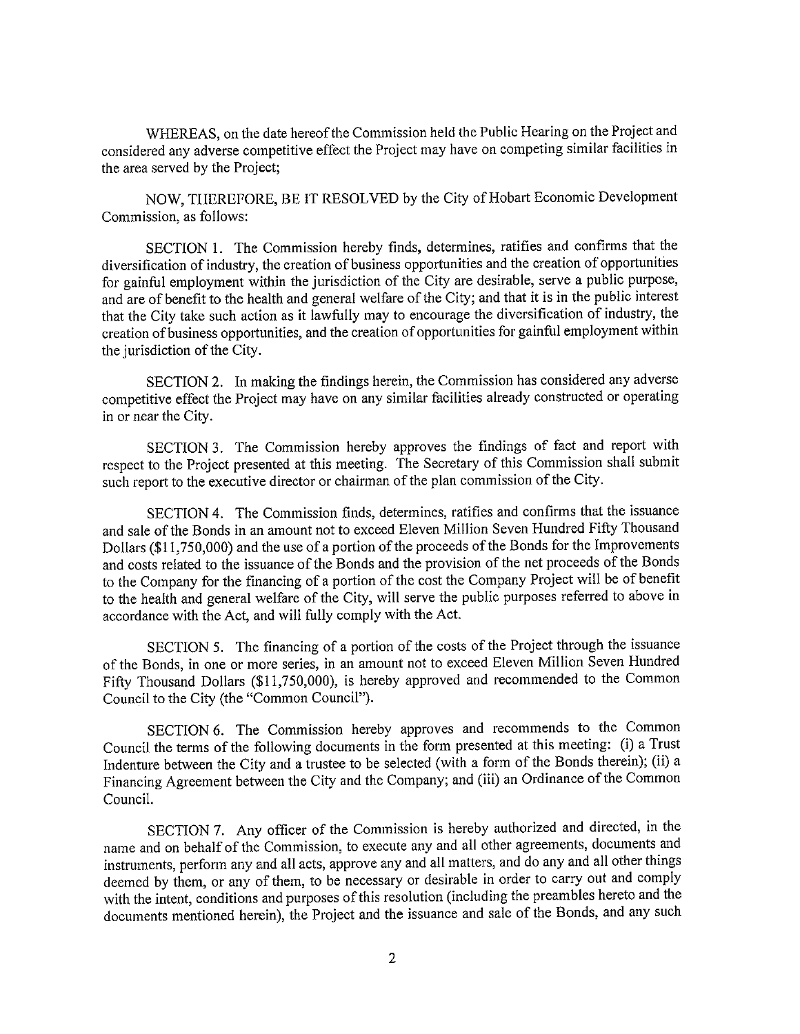WHEREAS, on the date hereof the Commission held the Public Hearing on the Project and considered any adverse competitive effect the Project may have on competing similar facilities in the area served by the Project;

NOW, THEREFORE, BE IT RESOLVED by the City of Hobart Economic Development Commission, as follows:

SECTION 1. The Commission hereby finds, determines, ratifies and confirms that the diversification of industry, the creation of business opportunities and the creation of opportunities for gainful employment within the jurisdiction of the City are desirable, serve a public purpose, and are of benefit to the health and general welfare of the City; and that it is in the public interest that the City take such action as it lawfully may to encourage the diversification of industry, the creation of business opportunities, and the creation of opportunities for gainful employment within the jurisdiction of the City.

SECTION 2. In making the findings herein, the Commission has considered any adverse competitive effect the Project may have on any similar facilities already constructed or operating in or near the City.

SECTION 3. The Commission hereby approves the findings of fact and report with respect to the Project presented at this meeting. The Secretary of this Commission shall submit such report to the executive director or chairman of the plan commission of the City.

SECTION 4. The Commission finds, determines, ratifies and confirms that the issuance and sale of the Bonds in an amount not to exceed Eleven Million Seven Hundred Fifty Thousand Dollars ($11,750,000) and the use of a portion of the proceeds of the Bonds for the Improvements and costs related to the issuance of the Bonds and the provision of the net proceeds of the Bonds to the Company for the financing of a portion of the cost the Company Project will be of benefit to the health and general welfare of the City, will serve the public purposes referred to above in accordance with the Act, and will fully comply with the Act.

SECTION 5. The financing of a portion of the costs of the Project through the issuance of the Bonds, in one or more series, in an amount not to exceed Eleven Million Seven Hundred Fifty Thousand Dollars ($11,750,000), is hereby approved and recommended to the Common Council to the City (the "Common Council").

SECTION 6. The Commission hereby approves and recommends to the Common Council the terms of the following documents in the form presented at this meeting: (i) a Trust Indenture between the City and a trustee to be selected (with a form of the Bonds therein); (ii) a Financing Agreement between the City and the Company; and (iii) an Ordinance of the Common Council.

SECTION 7. Any officer of the Commission is hereby authorized and directed, in the name and on behalf of the Commission, to execute any and all other agreements, documents and instruments, perform any and all acts, approve any and all matters, and do any and all other things deemed by them, or any of them, to be necessary or desirable in order to carry out and comply with the intent, conditions and purposes of this resolution (including the preambles hereto and the documents mentioned herein), the Project and the issuance and sale of the Bonds, and any such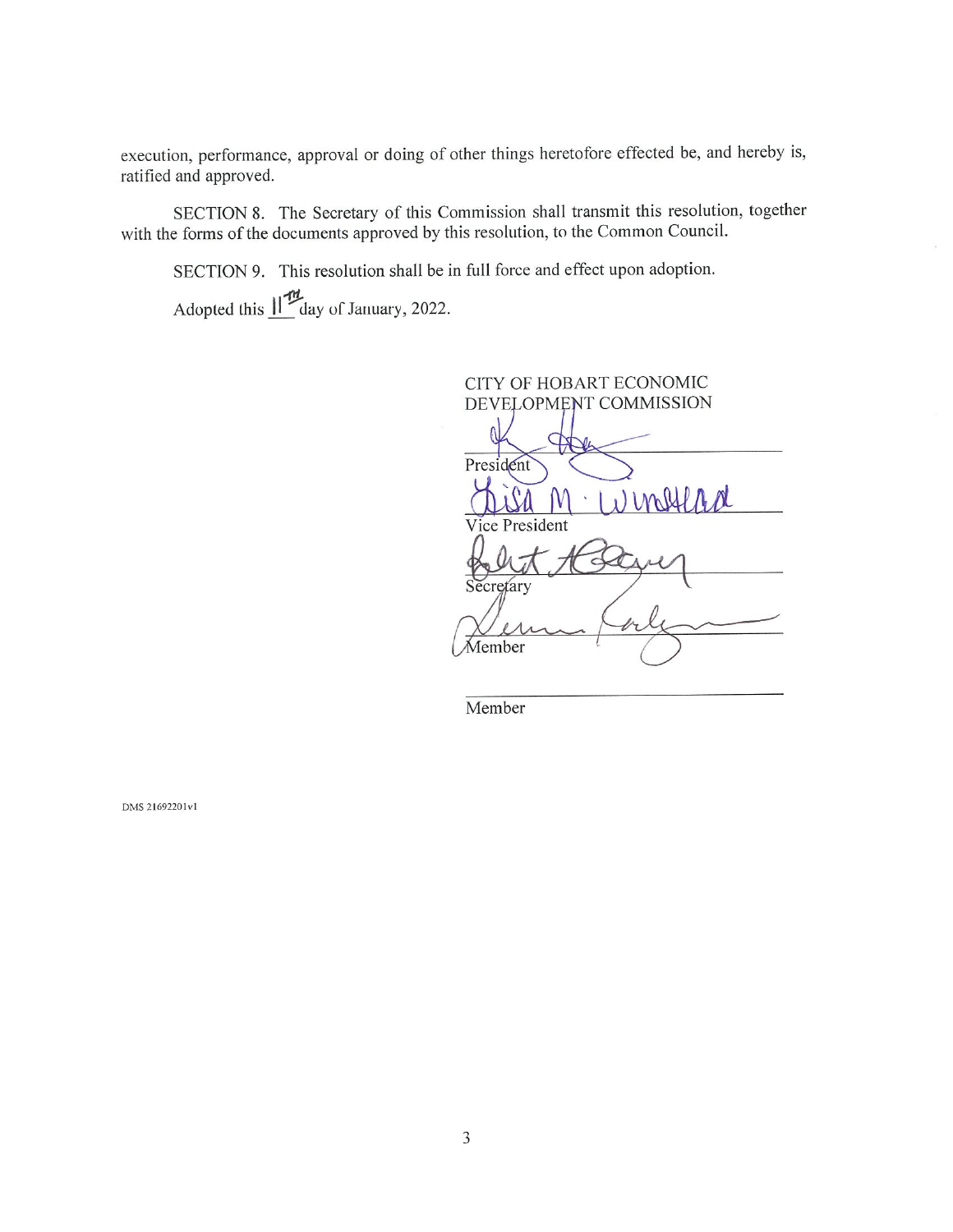execution, performance, approval or doing of other things heretofore effected be, and hereby is, ratified and approved.

SECTION 8. The Secretary of this Commission shall transmit this resolution, together with the forms of the documents approved by this resolution, to the Common Council.

SECTION 9. This resolution shall be in full force and effect upon adoption.

Adopted this 11th day of January, 2022.

CITY OF HOBART ECONOMIC DEVELOPMENT COMMISSION

\_\_\_\_\_\_\_\_\_\_\_\_\_\_\_\_\_\_\_\_\_\_\_\_\_\_\_\_\_\_
President

Lisa M. Winstead
\_\_\_\_\_\_\_\_\_\_\_\_\_\_\_\_\_\_\_\_\_\_\_\_\_\_\_\_\_\_
Vice President

\_\_\_\_\_\_\_\_\_\_\_\_\_\_\_\_\_\_\_\_\_\_\_\_\_\_\_\_\_\_
Secretary

\_\_\_\_\_\_\_\_\_\_\_\_\_\_\_\_\_\_\_\_\_\_\_\_\_\_\_\_\_\_
Member

\_\_\_\_\_\_\_\_\_\_\_\_\_\_\_\_\_\_\_\_\_\_\_\_\_\_\_\_\_\_
Member

DMS 21692201v1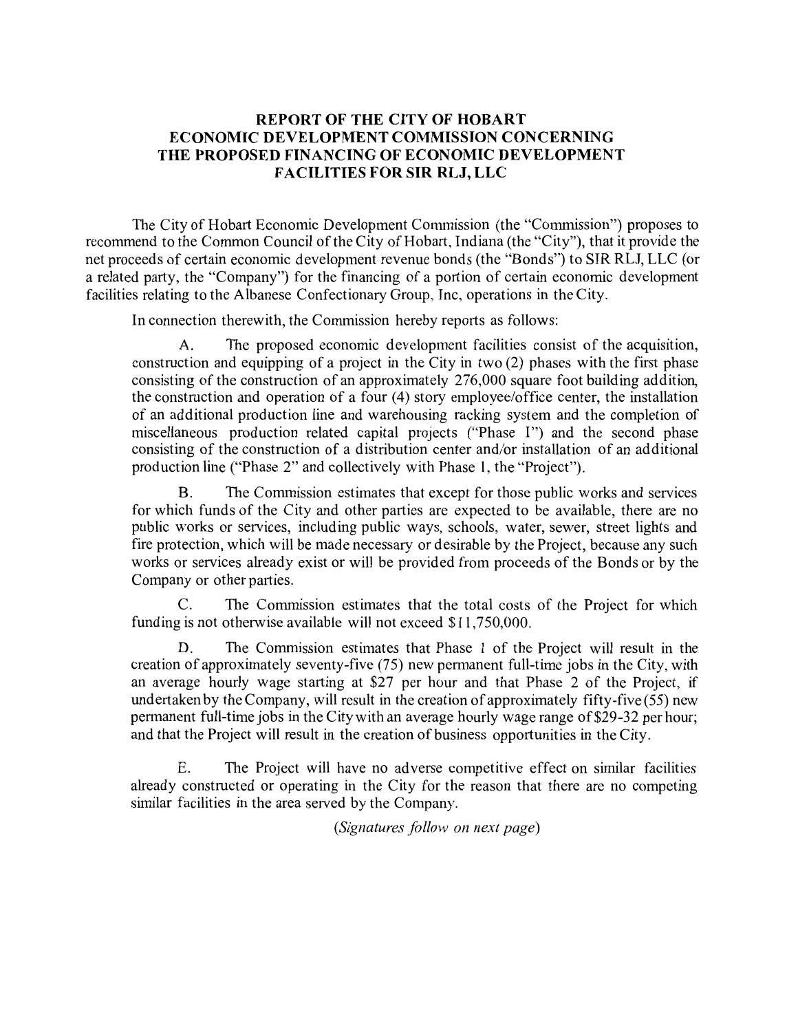# REPORT OF THE CITY OF HOBART ECONOMIC DEVELOPMENT COMMISSION CONCERNING THE PROPOSED FINANCING OF ECONOMIC DEVELOPMENT FACILITIES FOR SIR RLJ, LLC

The City of Hobart Economic Development Commission (the "Commission") proposes to recommend to the Common Council of the City of Hobart, Indiana (the "City"), that it provide the net proceeds of certain economic development revenue bonds (the "Bonds") to SIR RLJ, LLC (or a related party, the "Company") for the financing of a portion of certain economic development facilities relating to the Albanese Confectionary Group, Inc, operations in the City.

In connection therewith, the Commission hereby reports as follows:

A. The proposed economic development facilities consist of the acquisition, construction and equipping of a project in the City in two (2) phases with the first phase consisting of the construction of an approximately 276,000 square foot building addition, the construction and operation of a four (4) story employee/office center, the installation of an additional production line and warehousing racking system and the completion of miscellaneous production related capital projects ("Phase 1") and the second phase consisting of the construction of a distribution center and/or installation of an additional production line ("Phase 2" and collectively with Phase 1, the "Project").

B. The Commission estimates that except for those public works and services for which funds of the City and other parties are expected to be available, there are no public works or services, including public ways, schools, water, sewer, street lights and fire protection, which will be made necessary or desirable by the Project, because any such works or services already exist or will be provided from proceeds of the Bonds or by the Company or other parties.

C. The Commission estimates that the total costs of the Project for which funding is not otherwise available will not exceed $11,750,000.

D. The Commission estimates that Phase 1 of the Project will result in the creation of approximately seventy-five (75) new permanent full-time jobs in the City, with an average hourly wage starting at $27 per hour and that Phase 2 of the Project, if undertaken by the Company, will result in the creation of approximately fifty-five (55) new permanent full-time jobs in the City with an average hourly wage range of $29-32 per hour; and that the Project will result in the creation of business opportunities in the City.

E. The Project will have no adverse competitive effect on similar facilities already constructed or operating in the City for the reason that there are no competing similar facilities in the area served by the Company.

*(Signatures follow on next page)*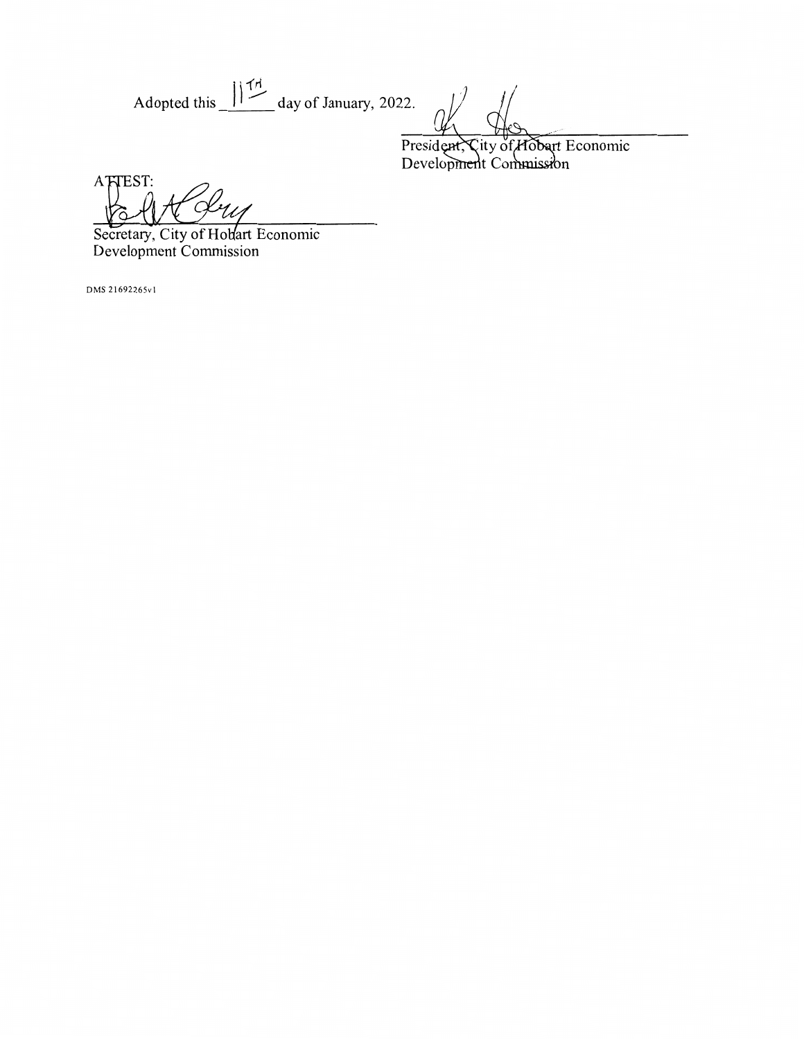Adopted this 11TH day of January, 2022.

______________________________
President, City of Hobart Economic Development Commission

ATTEST:

______________________________
Secretary, City of Hobart Economic Development Commission

DMS 21692265v1